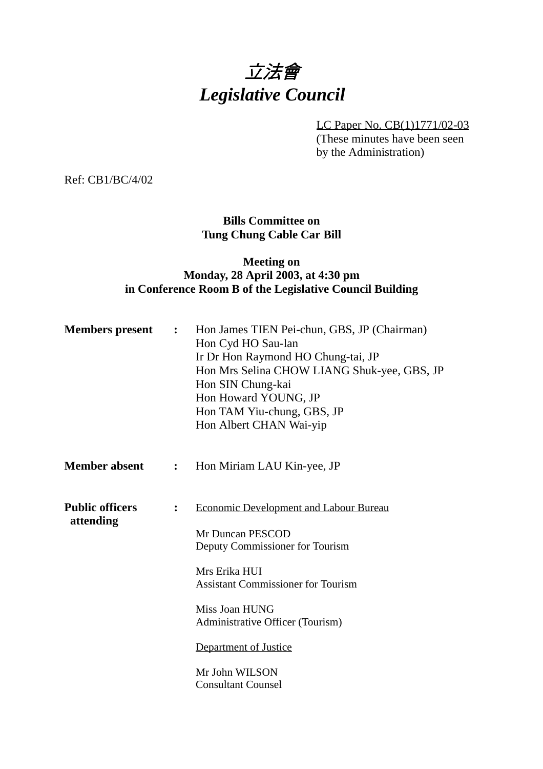# *立法會*
# *Legislative Council*

LC Paper No. CB(1)1771/02-03
(These minutes have been seen by the Administration)

Ref: CB1/BC/4/02

**Bills Committee on**
**Tung Chung Cable Car Bill**

**Meeting on**
**Monday, 28 April 2003, at 4:30 pm**
**in Conference Room B of the Legislative Council Building**

**Members present :**
Hon James TIEN Pei-chun, GBS, JP (Chairman)
Hon Cyd HO Sau-lan
Ir Dr Hon Raymond HO Chung-tai, JP
Hon Mrs Selina CHOW LIANG Shuk-yee, GBS, JP
Hon SIN Chung-kai
Hon Howard YOUNG, JP
Hon TAM Yiu-chung, GBS, JP
Hon Albert CHAN Wai-yip

**Member absent :**
Hon Miriam LAU Kin-yee, JP

**Public officers attending :**

Economic Development and Labour Bureau

Mr Duncan PESCOD
Deputy Commissioner for Tourism

Mrs Erika HUI
Assistant Commissioner for Tourism

Miss Joan HUNG
Administrative Officer (Tourism)

Department of Justice

Mr John WILSON
Consultant Counsel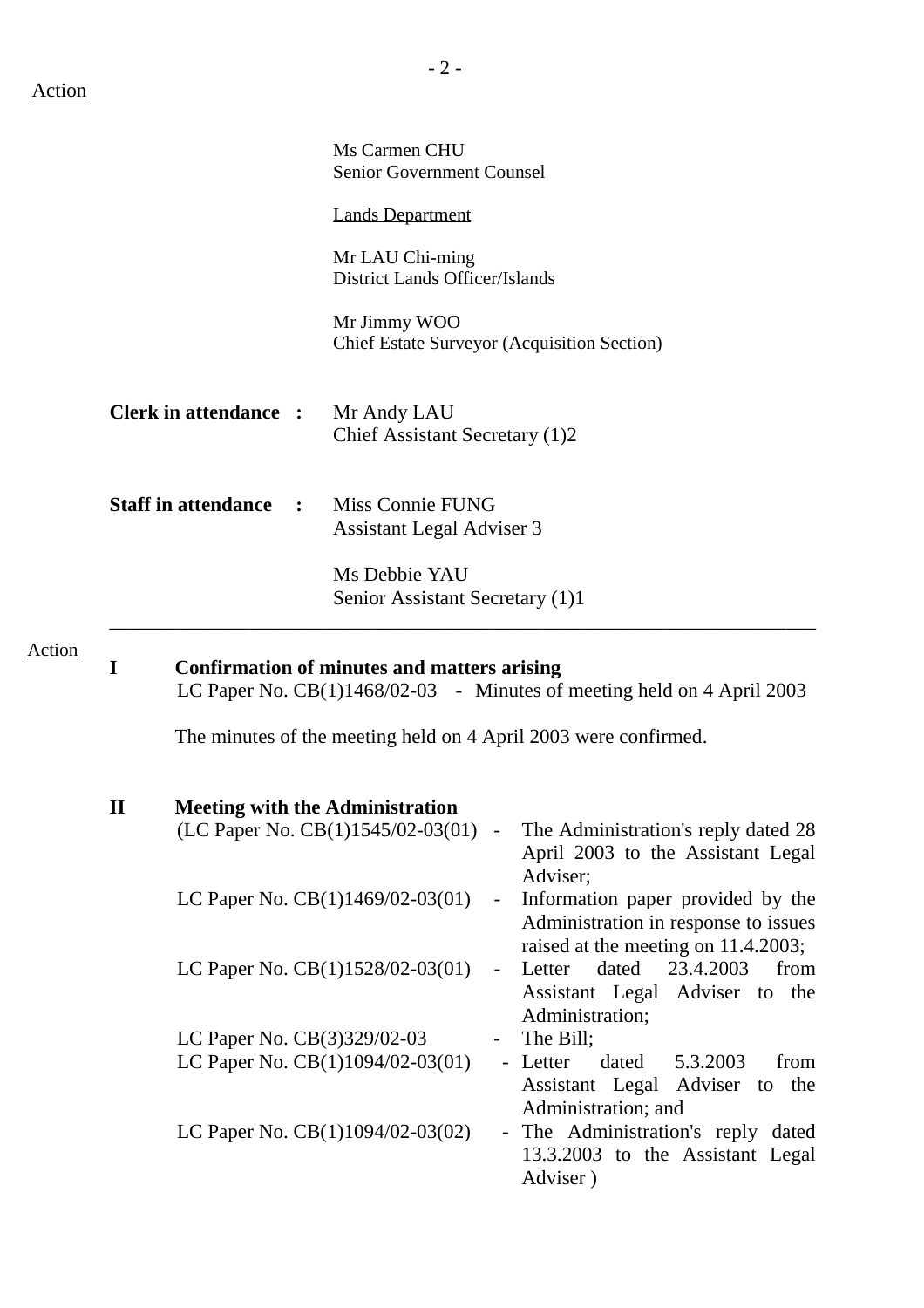Action

Ms Carmen CHU
Senior Government Counsel

Lands Department

Mr LAU Chi-ming
District Lands Officer/Islands

Mr Jimmy WOO
Chief Estate Surveyor (Acquisition Section)

**Clerk in attendance :** Mr Andy LAU
Chief Assistant Secretary (1)2

**Staff in attendance :** Miss Connie FUNG
Assistant Legal Adviser 3

Ms Debbie YAU
Senior Assistant Secretary (1)1

---

Action

**I Confirmation of minutes and matters arising**

LC Paper No. CB(1)1468/02-03 - Minutes of meeting held on 4 April 2003

The minutes of the meeting held on 4 April 2003 were confirmed.

**II Meeting with the Administration**

(LC Paper No. CB(1)1545/02-03(01) - The Administration's reply dated 28 April 2003 to the Assistant Legal Adviser;

LC Paper No. CB(1)1469/02-03(01) - Information paper provided by the Administration in response to issues raised at the meeting on 11.4.2003;

LC Paper No. CB(1)1528/02-03(01) - Letter dated 23.4.2003 from Assistant Legal Adviser to the Administration;

LC Paper No. CB(3)329/02-03 - The Bill;

LC Paper No. CB(1)1094/02-03(01) - Letter dated 5.3.2003 from Assistant Legal Adviser to the Administration; and

LC Paper No. CB(1)1094/02-03(02) - The Administration's reply dated 13.3.2003 to the Assistant Legal Adviser )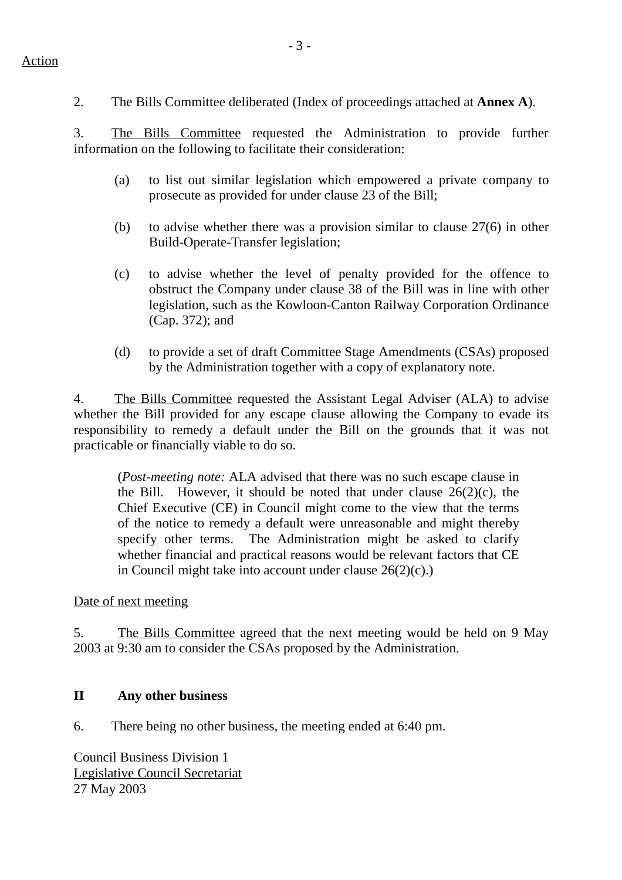Action

2. The Bills Committee deliberated (Index of proceedings attached at **Annex A**).

3. The Bills Committee requested the Administration to provide further information on the following to facilitate their consideration:

(a) to list out similar legislation which empowered a private company to prosecute as provided for under clause 23 of the Bill;

(b) to advise whether there was a provision similar to clause 27(6) in other Build-Operate-Transfer legislation;

(c) to advise whether the level of penalty provided for the offence to obstruct the Company under clause 38 of the Bill was in line with other legislation, such as the Kowloon-Canton Railway Corporation Ordinance (Cap. 372); and

(d) to provide a set of draft Committee Stage Amendments (CSAs) proposed by the Administration together with a copy of explanatory note.

4. The Bills Committee requested the Assistant Legal Adviser (ALA) to advise whether the Bill provided for any escape clause allowing the Company to evade its responsibility to remedy a default under the Bill on the grounds that it was not practicable or financially viable to do so.

> (*Post-meeting note:* ALA advised that there was no such escape clause in the Bill. However, it should be noted that under clause 26(2)(c), the Chief Executive (CE) in Council might come to the view that the terms of the notice to remedy a default were unreasonable and might thereby specify other terms. The Administration might be asked to clarify whether financial and practical reasons would be relevant factors that CE in Council might take into account under clause 26(2)(c).)

Date of next meeting

5. The Bills Committee agreed that the next meeting would be held on 9 May 2003 at 9:30 am to consider the CSAs proposed by the Administration.

## II Any other business

6. There being no other business, the meeting ended at 6:40 pm.

Council Business Division 1
Legislative Council Secretariat
27 May 2003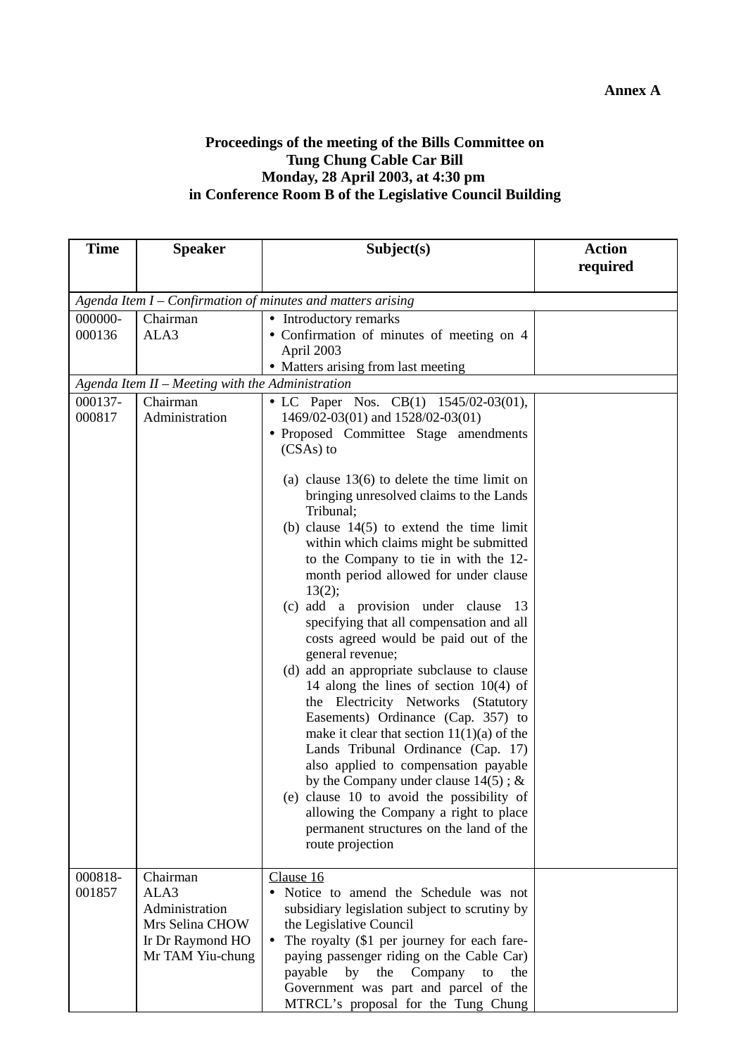**Annex A**

**Proceedings of the meeting of the Bills Committee on Tung Chung Cable Car Bill Monday, 28 April 2003, at 4:30 pm in Conference Room B of the Legislative Council Building**

| Time | Speaker | Subject(s) | Action required |
|---|---|---|---|
| *Agenda Item I – Confirmation of minutes and matters arising* | | | |
| 000000-000136 | Chairman<br>ALA3 | • Introductory remarks<br>• Confirmation of minutes of meeting on 4 April 2003<br>• Matters arising from last meeting | |
| *Agenda Item II – Meeting with the Administration* | | | |
| 000137-000817 | Chairman<br>Administration | • LC Paper Nos. CB(1) 1545/02-03(01), 1469/02-03(01) and 1528/02-03(01)<br>• Proposed Committee Stage amendments (CSAs) to<br><br>(a) clause 13(6) to delete the time limit on bringing unresolved claims to the Lands Tribunal;<br>(b) clause 14(5) to extend the time limit within which claims might be submitted to the Company to tie in with the 12-month period allowed for under clause 13(2);<br>(c) add a provision under clause 13 specifying that all compensation and all costs agreed would be paid out of the general revenue;<br>(d) add an appropriate subclause to clause 14 along the lines of section 10(4) of the Electricity Networks (Statutory Easements) Ordinance (Cap. 357) to make it clear that section 11(1)(a) of the Lands Tribunal Ordinance (Cap. 17) also applied to compensation payable by the Company under clause 14(5) ; &<br>(e) clause 10 to avoid the possibility of allowing the Company a right to place permanent structures on the land of the route projection | |
| 000818-001857 | Chairman<br>ALA3<br>Administration<br>Mrs Selina CHOW<br>Ir Dr Raymond HO<br>Mr TAM Yiu-chung | Clause 16<br>• Notice to amend the Schedule was not subsidiary legislation subject to scrutiny by the Legislative Council<br>• The royalty ($1 per journey for each fare-paying passenger riding on the Cable Car) payable by the Company to the Government was part and parcel of the MTRCL's proposal for the Tung Chung | |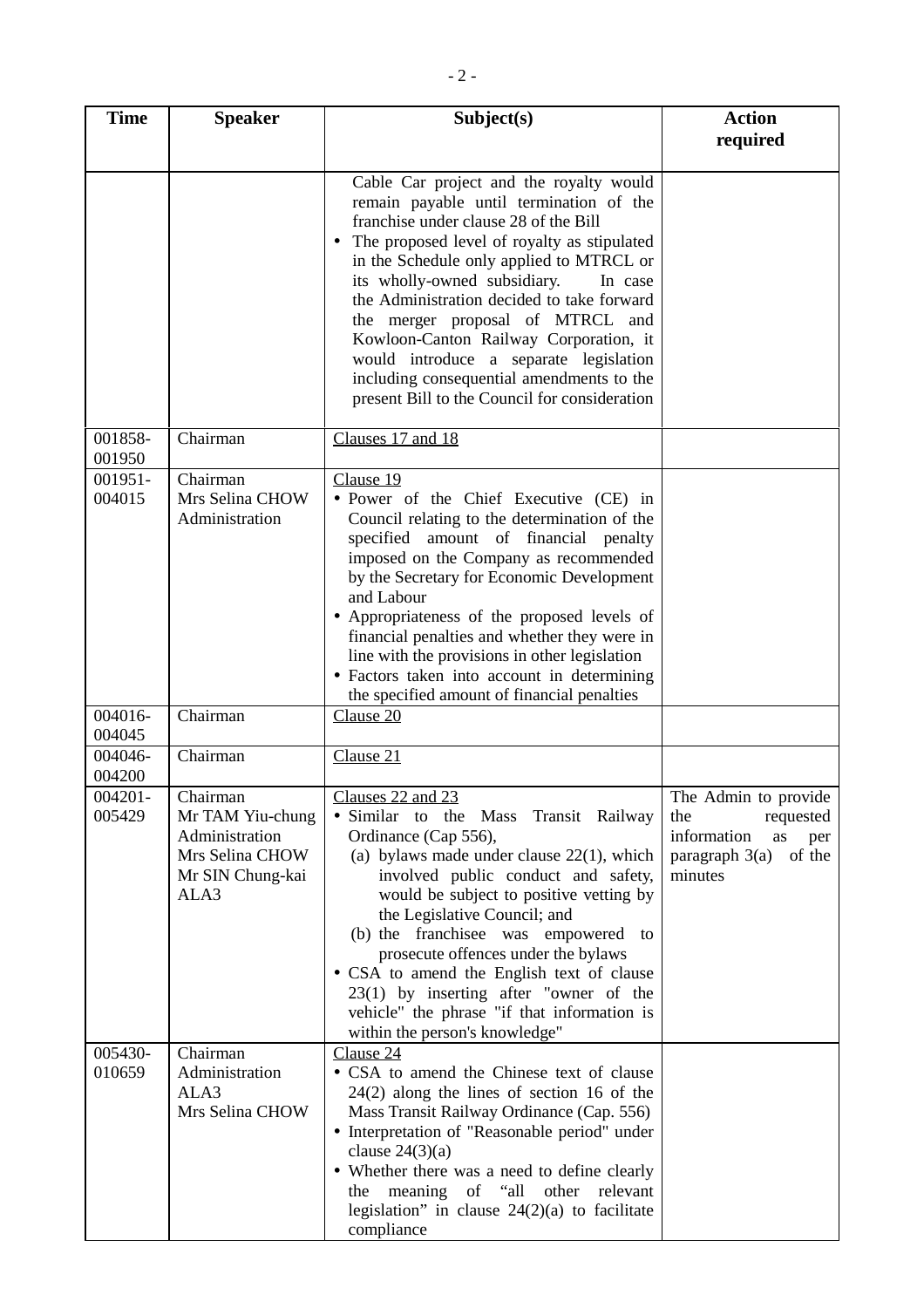| Time | Speaker | Subject(s) | Action required |
|---|---|---|---|
| | | Cable Car project and the royalty would remain payable until termination of the franchise under clause 28 of the Bill<br>• The proposed level of royalty as stipulated in the Schedule only applied to MTRCL or its wholly-owned subsidiary. In case the Administration decided to take forward the merger proposal of MTRCL and Kowloon-Canton Railway Corporation, it would introduce a separate legislation including consequential amendments to the present Bill to the Council for consideration | |
| 001858-001950 | Chairman | Clauses 17 and 18 | |
| 001951-004015 | Chairman<br>Mrs Selina CHOW<br>Administration | Clause 19<br>• Power of the Chief Executive (CE) in Council relating to the determination of the specified amount of financial penalty imposed on the Company as recommended by the Secretary for Economic Development and Labour<br>• Appropriateness of the proposed levels of financial penalties and whether they were in line with the provisions in other legislation<br>• Factors taken into account in determining the specified amount of financial penalties | |
| 004016-004045 | Chairman | Clause 20 | |
| 004046-004200 | Chairman | Clause 21 | |
| 004201-005429 | Chairman<br>Mr TAM Yiu-chung<br>Administration<br>Mrs Selina CHOW<br>Mr SIN Chung-kai<br>ALA3 | Clauses 22 and 23<br>• Similar to the Mass Transit Railway Ordinance (Cap 556),<br>(a) bylaws made under clause 22(1), which involved public conduct and safety, would be subject to positive vetting by the Legislative Council; and<br>(b) the franchisee was empowered to prosecute offences under the bylaws<br>• CSA to amend the English text of clause 23(1) by inserting after "owner of the vehicle" the phrase "if that information is within the person's knowledge" | The Admin to provide the requested information as per paragraph 3(a) of the minutes |
| 005430-010659 | Chairman<br>Administration<br>ALA3<br>Mrs Selina CHOW | Clause 24<br>• CSA to amend the Chinese text of clause 24(2) along the lines of section 16 of the Mass Transit Railway Ordinance (Cap. 556)<br>• Interpretation of "Reasonable period" under clause 24(3)(a)<br>• Whether there was a need to define clearly the meaning of "all other relevant legislation" in clause 24(2)(a) to facilitate compliance | |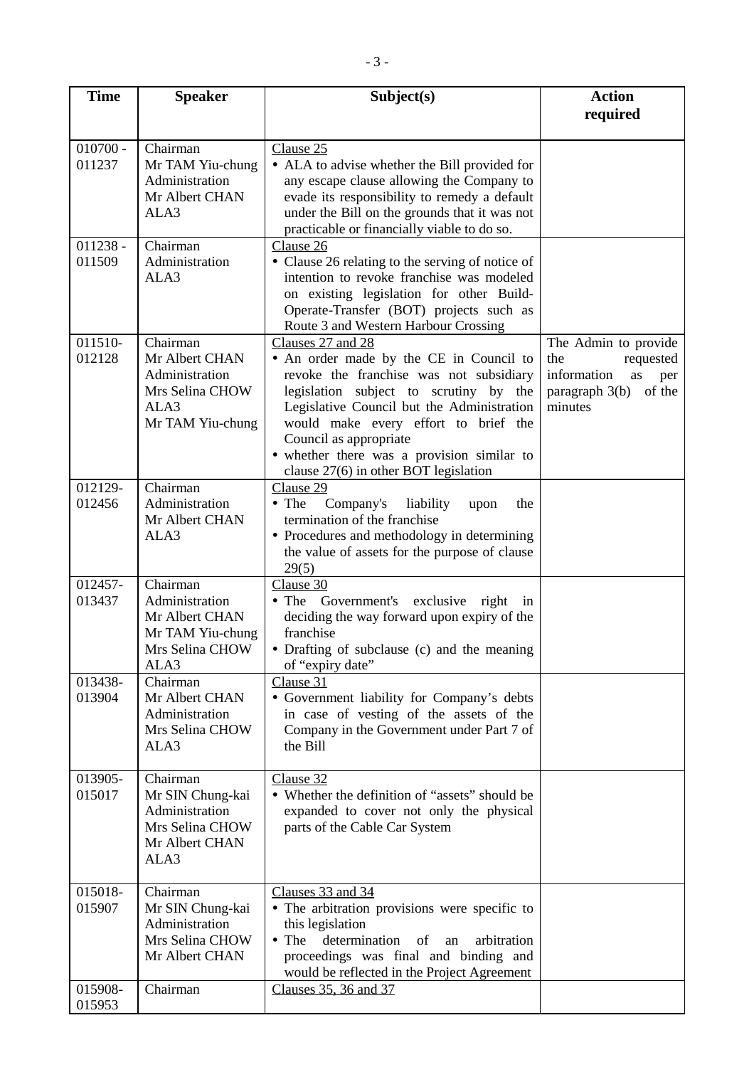| Time | Speaker | Subject(s) | Action required |
|---|---|---|---|
| 010700 - 011237 | Chairman<br>Mr TAM Yiu-chung<br>Administration<br>Mr Albert CHAN<br>ALA3 | Clause 25<br>• ALA to advise whether the Bill provided for any escape clause allowing the Company to evade its responsibility to remedy a default under the Bill on the grounds that it was not practicable or financially viable to do so. | |
| 011238 - 011509 | Chairman<br>Administration<br>ALA3 | Clause 26<br>• Clause 26 relating to the serving of notice of intention to revoke franchise was modeled on existing legislation for other Build-Operate-Transfer (BOT) projects such as Route 3 and Western Harbour Crossing | |
| 011510- 012128 | Chairman<br>Mr Albert CHAN<br>Administration<br>Mrs Selina CHOW<br>ALA3<br>Mr TAM Yiu-chung | Clauses 27 and 28<br>• An order made by the CE in Council to revoke the franchise was not subsidiary legislation subject to scrutiny by the Legislative Council but the Administration would make every effort to brief the Council as appropriate<br>• whether there was a provision similar to clause 27(6) in other BOT legislation | The Admin to provide the requested information as per paragraph 3(b) of the minutes |
| 012129- 012456 | Chairman<br>Administration<br>Mr Albert CHAN<br>ALA3 | Clause 29<br>• The Company's liability upon the termination of the franchise<br>• Procedures and methodology in determining the value of assets for the purpose of clause 29(5) | |
| 012457- 013437 | Chairman<br>Administration<br>Mr Albert CHAN<br>Mr TAM Yiu-chung<br>Mrs Selina CHOW<br>ALA3 | Clause 30<br>• The Government's exclusive right in deciding the way forward upon expiry of the franchise<br>• Drafting of subclause (c) and the meaning of "expiry date" | |
| 013438- 013904 | Chairman<br>Mr Albert CHAN<br>Administration<br>Mrs Selina CHOW<br>ALA3 | Clause 31<br>• Government liability for Company's debts in case of vesting of the assets of the Company in the Government under Part 7 of the Bill | |
| 013905- 015017 | Chairman<br>Mr SIN Chung-kai<br>Administration<br>Mrs Selina CHOW<br>Mr Albert CHAN<br>ALA3 | Clause 32<br>• Whether the definition of "assets" should be expanded to cover not only the physical parts of the Cable Car System | |
| 015018- 015907 | Chairman<br>Mr SIN Chung-kai<br>Administration<br>Mrs Selina CHOW<br>Mr Albert CHAN | Clauses 33 and 34<br>• The arbitration provisions were specific to this legislation<br>• The determination of an arbitration proceedings was final and binding and would be reflected in the Project Agreement | |
| 015908- 015953 | Chairman | Clauses 35, 36 and 37 | |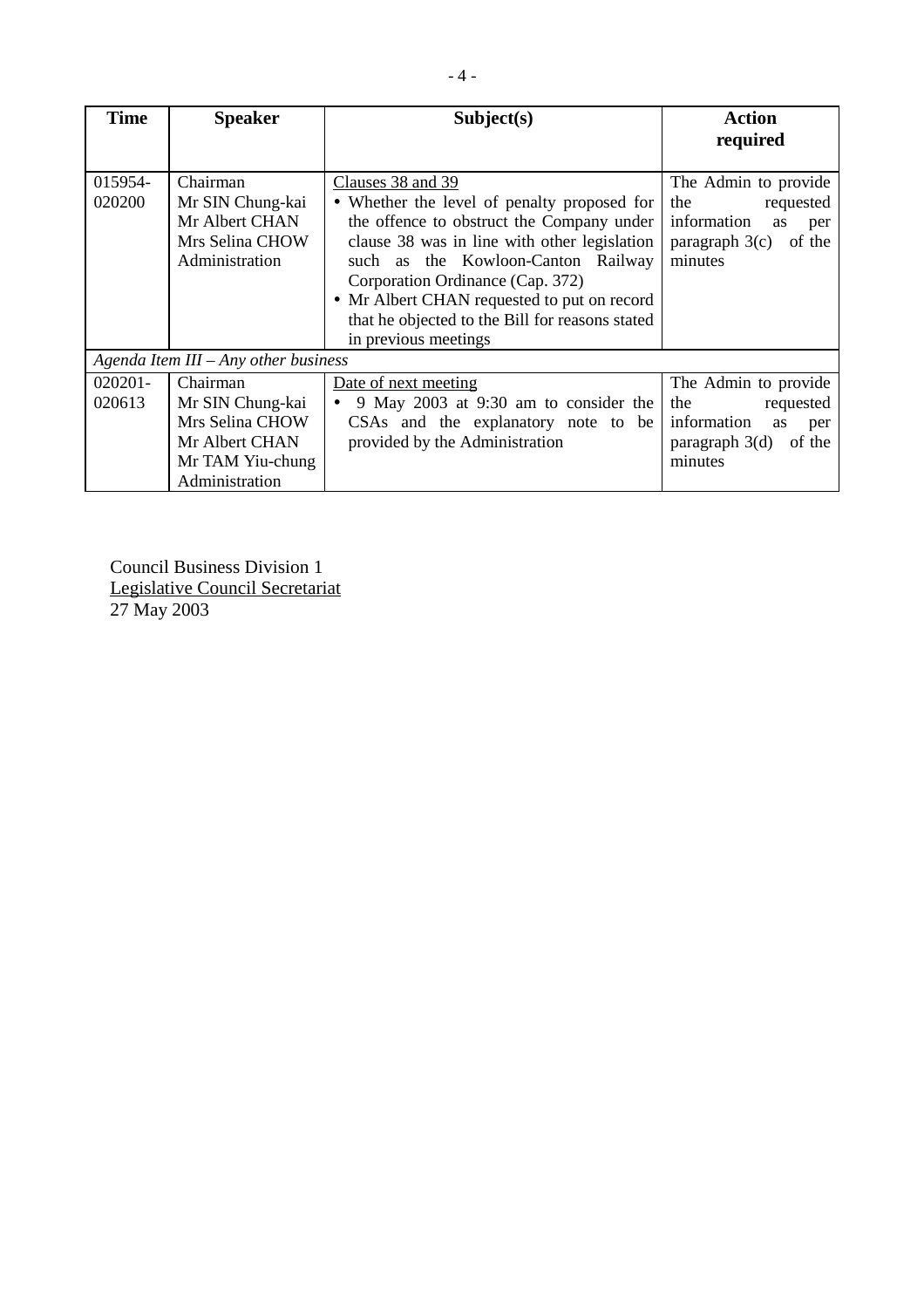| Time | Speaker | Subject(s) | Action required |
|---|---|---|---|
| 015954-020200 | Chairman<br>Mr SIN Chung-kai<br>Mr Albert CHAN<br>Mrs Selina CHOW<br>Administration | Clauses 38 and 39<br>• Whether the level of penalty proposed for the offence to obstruct the Company under clause 38 was in line with other legislation such as the Kowloon-Canton Railway Corporation Ordinance (Cap. 372)<br>• Mr Albert CHAN requested to put on record that he objected to the Bill for reasons stated in previous meetings | The Admin to provide the requested information as per paragraph 3(c) of the minutes |
| *Agenda Item III – Any other business* | | | |
| 020201-020613 | Chairman<br>Mr SIN Chung-kai<br>Mrs Selina CHOW<br>Mr Albert CHAN<br>Mr TAM Yiu-chung<br>Administration | Date of next meeting<br>• 9 May 2003 at 9:30 am to consider the CSAs and the explanatory note to be provided by the Administration | The Admin to provide the requested information as per paragraph 3(d) of the minutes |

Council Business Division 1
Legislative Council Secretariat
27 May 2003